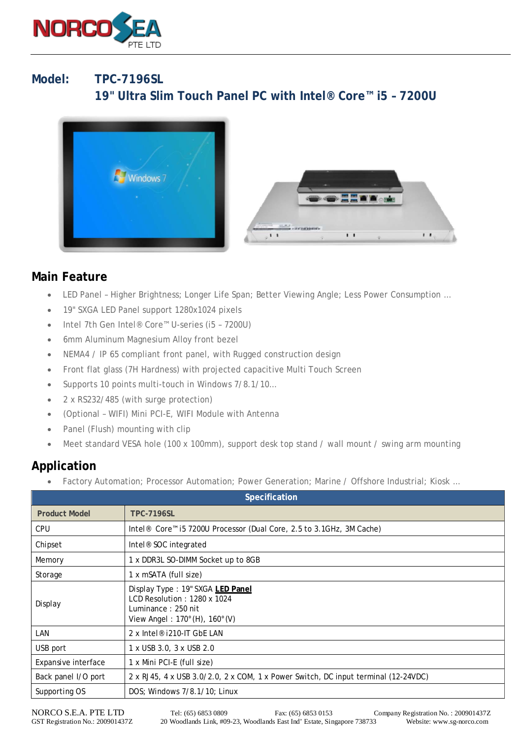**Model: TPC-7196SL**

## 19" Ultra Slim Touch Panel PC with Intel® Core™ i5 – 7200U

## Main Feature

- LED Panel – Higher Brightness; Longer Life Span; Better Viewing Angle; Less Power Consumption …
- 19" SXGA LED Panel support 1280x1024 pixels
- Intel 7th Gen Intel® Core™ U-series (i5 – 7200U)
- 6mm Aluminum Magnesium Alloy front bezel
- NEMA4 / IP 65 compliant front panel, with Rugged construction design
- Front flat glass (7H Hardness) with projected capacitive Multi Touch Screen
- Supports 10 points multi-touch in Windows 7/8.1/10…
- 2 x RS232/485 (with surge protection)
- (Optional – WIFI) Mini PCI-E, WIFI Module with Antenna
- Panel (Flush) mounting with clip
- Meet standard VESA hole (100 x 100mm), support desk top stand / wall mount / swing arm mounting

## Application

- Factory Automation; Processor Automation; Power Generation; Marine / Offshore Industrial; Kiosk …

| Specification | |
|---|---|
| **Product Model** | **TPC-7196SL** |
| CPU | Intel® Core™ i5 7200U Processor (Dual Core, 2.5 to 3.1GHz, 3M Cache) |
| Chipset | Intel® SOC integrated |
| Memory | 1 x DDR3L SO-DIMM Socket up to 8GB |
| Storage | 1 x mSATA (full size) |
| Display | Display Type : 19" SXGA **LED Panel**<br>LCD Resolution : 1280 x 1024<br>Luminance : 250 nit<br>View Angel : 170°(H), 160°(V) |
| LAN | 2 x Intel® i210-IT GbE LAN |
| USB port | 1 x USB 3.0, 3 x USB 2.0 |
| Expansive interface | 1 x Mini PCI-E (full size) |
| Back panel I/O port | 2 x RJ45, 4 x USB 3.0/2.0, 2 x COM, 1 x Power Switch, DC input terminal (12-24VDC) |
| Supporting OS | DOS; Windows 7/8.1/10; Linux |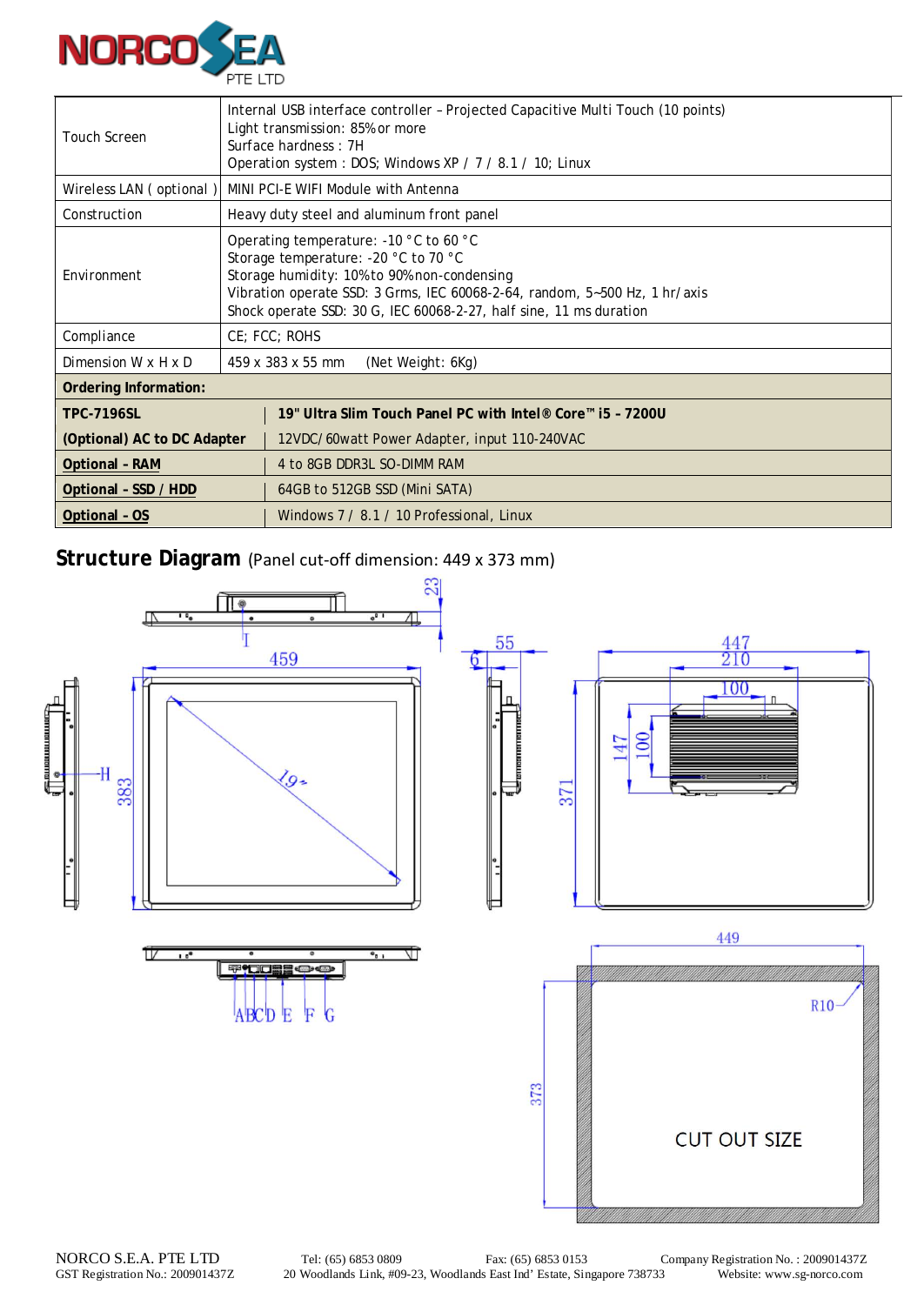| | |
|---|---|
| Touch Screen | Internal USB interface controller – Projected Capacitive Multi Touch (10 points)<br>Light transmission: 85% or more<br>Surface hardness : 7H<br>Operation system : DOS; Windows XP / 7 / 8.1 / 10; Linux |
| Wireless LAN ( optional ) | MINI PCI-E WIFI Module with Antenna |
| Construction | Heavy duty steel and aluminum front panel |
| Environment | Operating temperature: -10 °C to 60 °C<br>Storage temperature: -20 °C to 70 °C<br>Storage humidity: 10% to 90% non-condensing<br>Vibration operate SSD: 3 Grms, IEC 60068-2-64, random, 5~500 Hz, 1 hr/axis<br>Shock operate SSD: 30 G, IEC 60068-2-27, half sine, 11 ms duration |
| Compliance | CE; FCC; ROHS |
| Dimension W x H x D | 459 x 383 x 55 mm (Net Weight: 6Kg) |
| **Ordering Information:** | |
| **TPC-7196SL** | **19" Ultra Slim Touch Panel PC with Intel® Core™ i5 - 7200U** |
| **(Optional) AC to DC Adapter** | 12VDC/60watt Power Adapter, input 110-240VAC |
| **Optional - RAM** | 4 to 8GB DDR3L SO-DIMM RAM |
| **Optional - SSD / HDD** | 64GB to 512GB SSD (Mini SATA) |
| **Optional - OS** | Windows 7 / 8.1 / 10 Professional, Linux |

## Structure Diagram (Panel cut-off dimension: 449 x 373 mm)

23

459

383

19"

I

H

55

6

447

210

100

147

100

371

A B C D E F G

449

R10

373

CUT OUT SIZE

NORCO S.E.A. PTE LTD
GST Registration No.: 200901437Z

Tel: (65) 6853 0809
Fax: (65) 6853 0153
20 Woodlands Link, #09-23, Woodlands East Ind' Estate, Singapore 738733

Company Registration No. : 200901437Z
Website: www.sg-norco.com